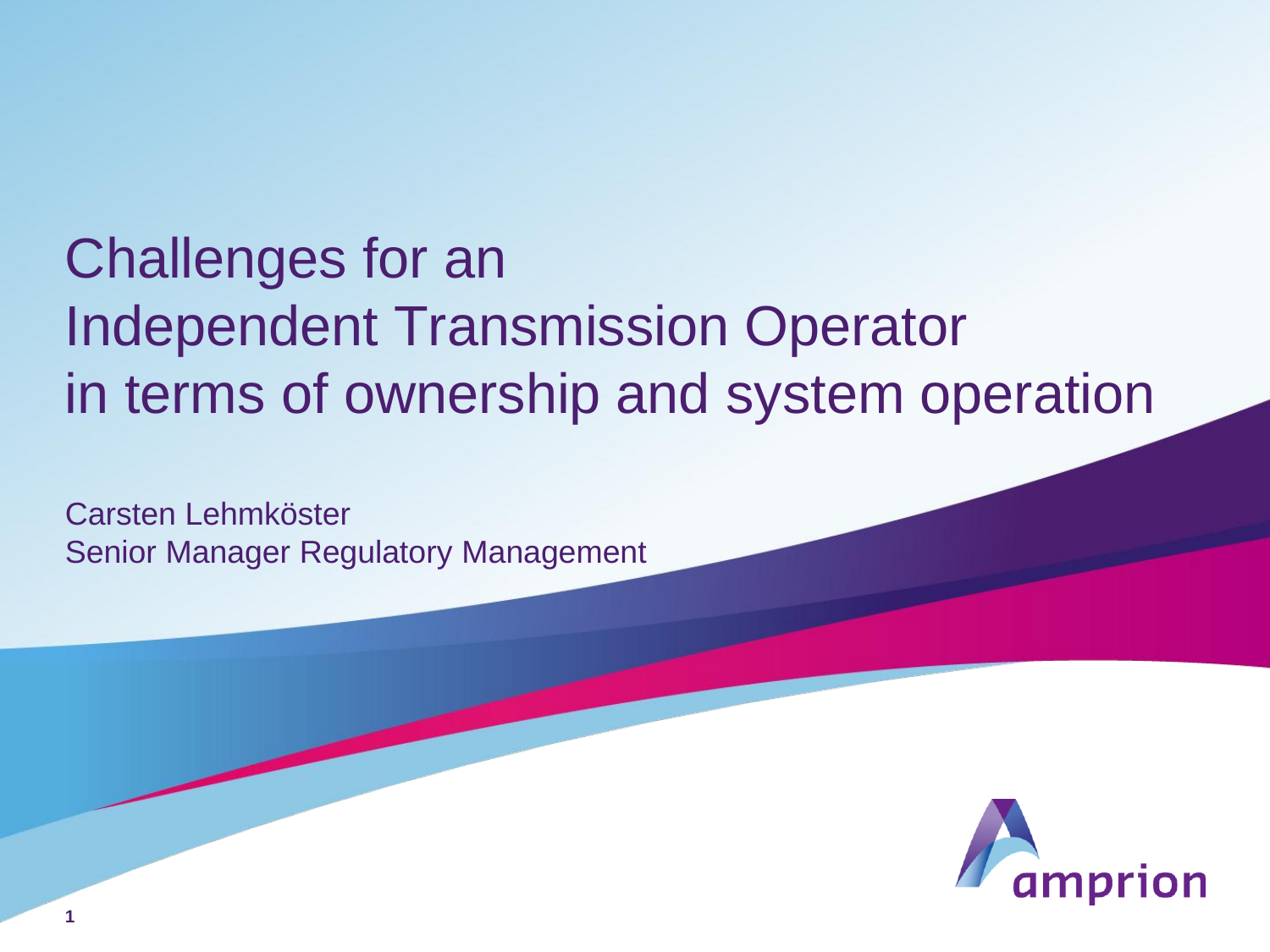# Challenges for an Independent Transmission Operator in terms of ownership and system operation

Carsten Lehmköster
Senior Manager Regulatory Management

amprion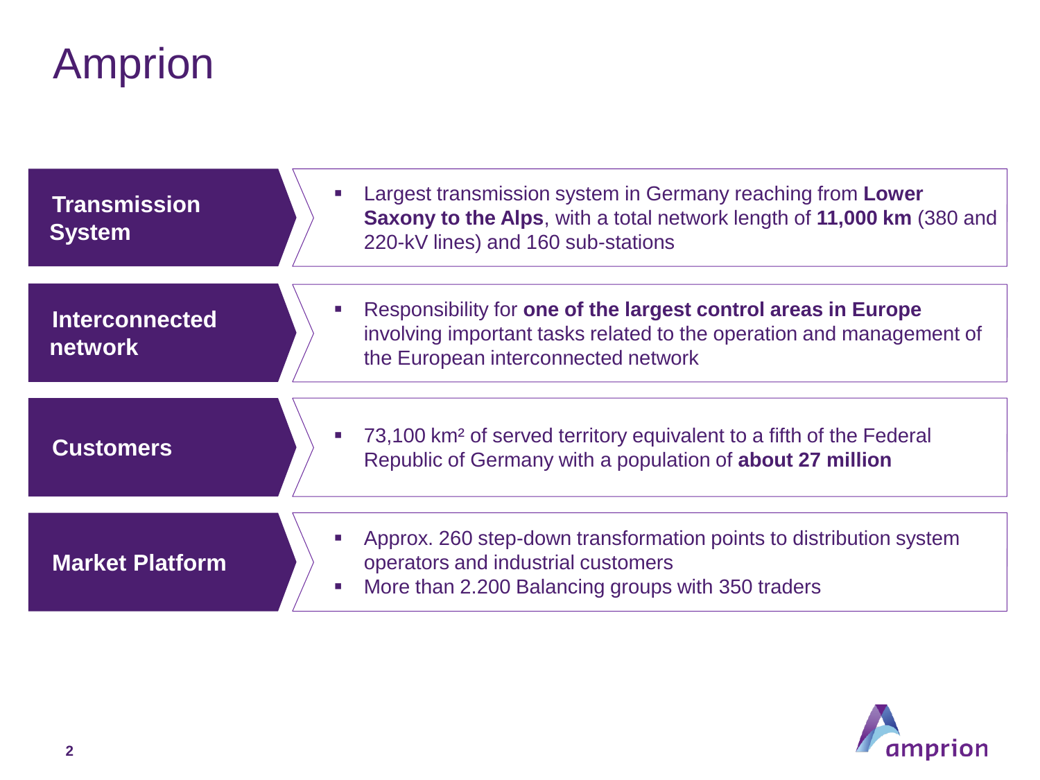# Amprion

| | |
|---|---|
| **Transmission System** | Largest transmission system in Germany reaching from **Lower Saxony to the Alps**, with a total network length of **11,000 km** (380 and 220-kV lines) and 160 sub-stations |
| **Interconnected network** | Responsibility for **one of the largest control areas in Europe** involving important tasks related to the operation and management of the European interconnected network |
| **Customers** | 73,100 km² of served territory equivalent to a fifth of the Federal Republic of Germany with a population of **about 27 million** |
| **Market Platform** | Approx. 260 step-down transformation points to distribution system operators and industrial customers; More than 2.200 Balancing groups with 350 traders |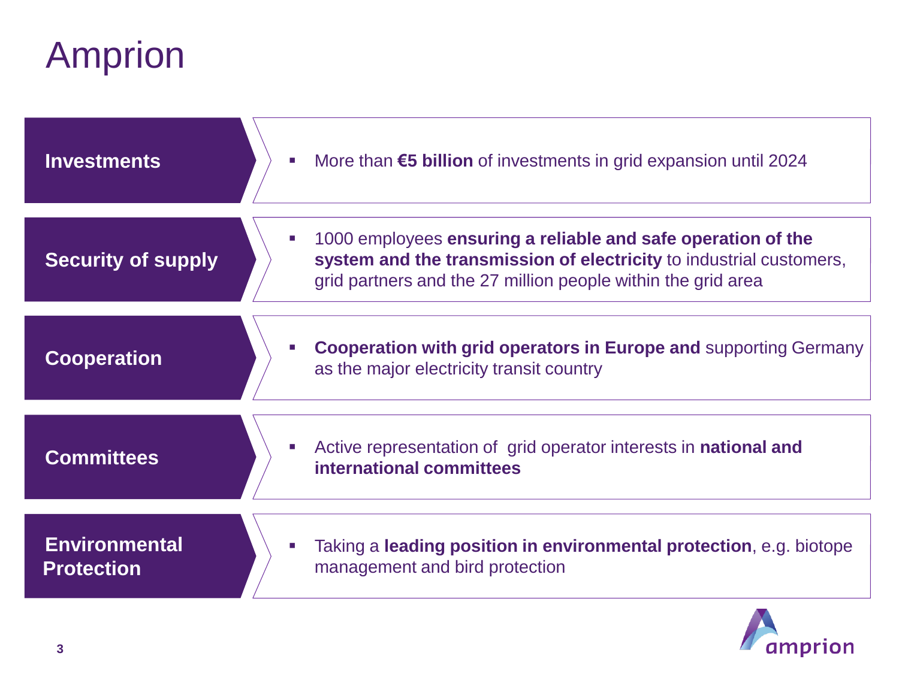# Amprion

**Investments**

- More than **€5 billion** of investments in grid expansion until 2024

**Security of supply**

- 1000 employees **ensuring a reliable and safe operation of the system and the transmission of electricity** to industrial customers, grid partners and the 27 million people within the grid area

**Cooperation**

- **Cooperation with grid operators in Europe and** supporting Germany as the major electricity transit country

**Committees**

- Active representation of grid operator interests in **national and international committees**

**Environmental Protection**

- Taking a **leading position in environmental protection**, e.g. biotope management and bird protection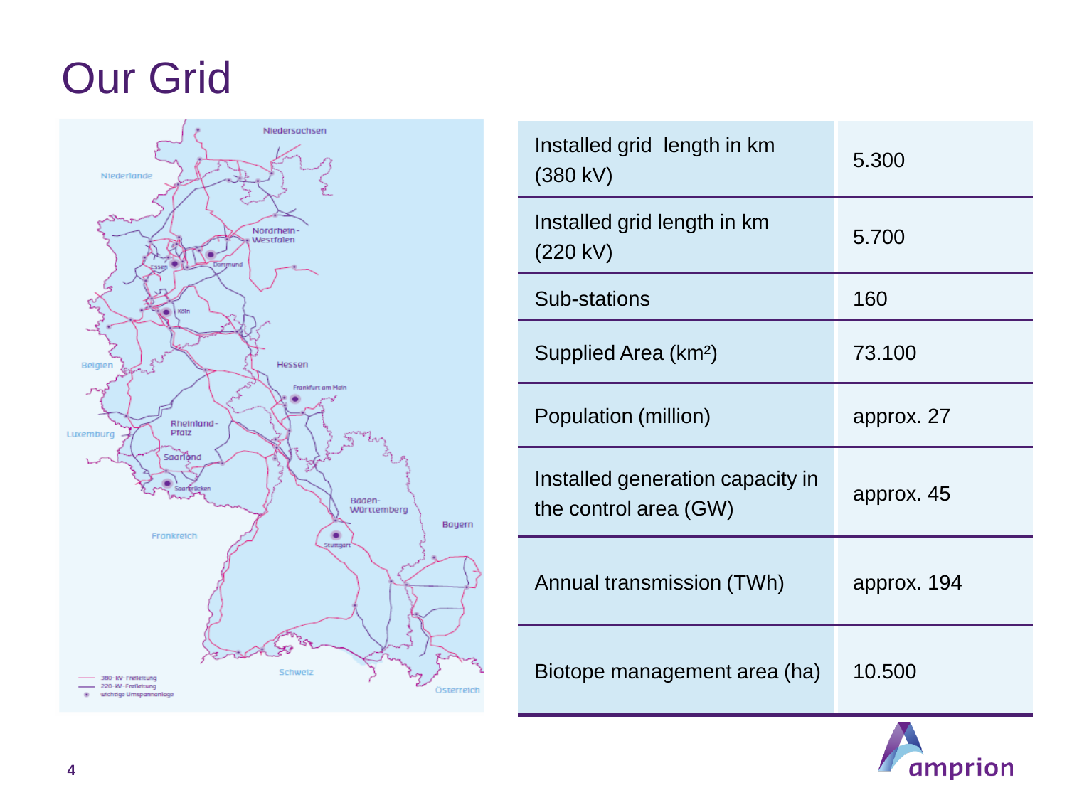# Our Grid

| | |
|---|---|
| Installed grid length in km (380 kV) | 5.300 |
| Installed grid length in km (220 kV) | 5.700 |
| Sub-stations | 160 |
| Supplied Area (km²) | 73.100 |
| Population (million) | approx. 27 |
| Installed generation capacity in the control area (GW) | approx. 45 |
| Annual transmission (TWh) | approx. 194 |
| Biotope management area (ha) | 10.500 |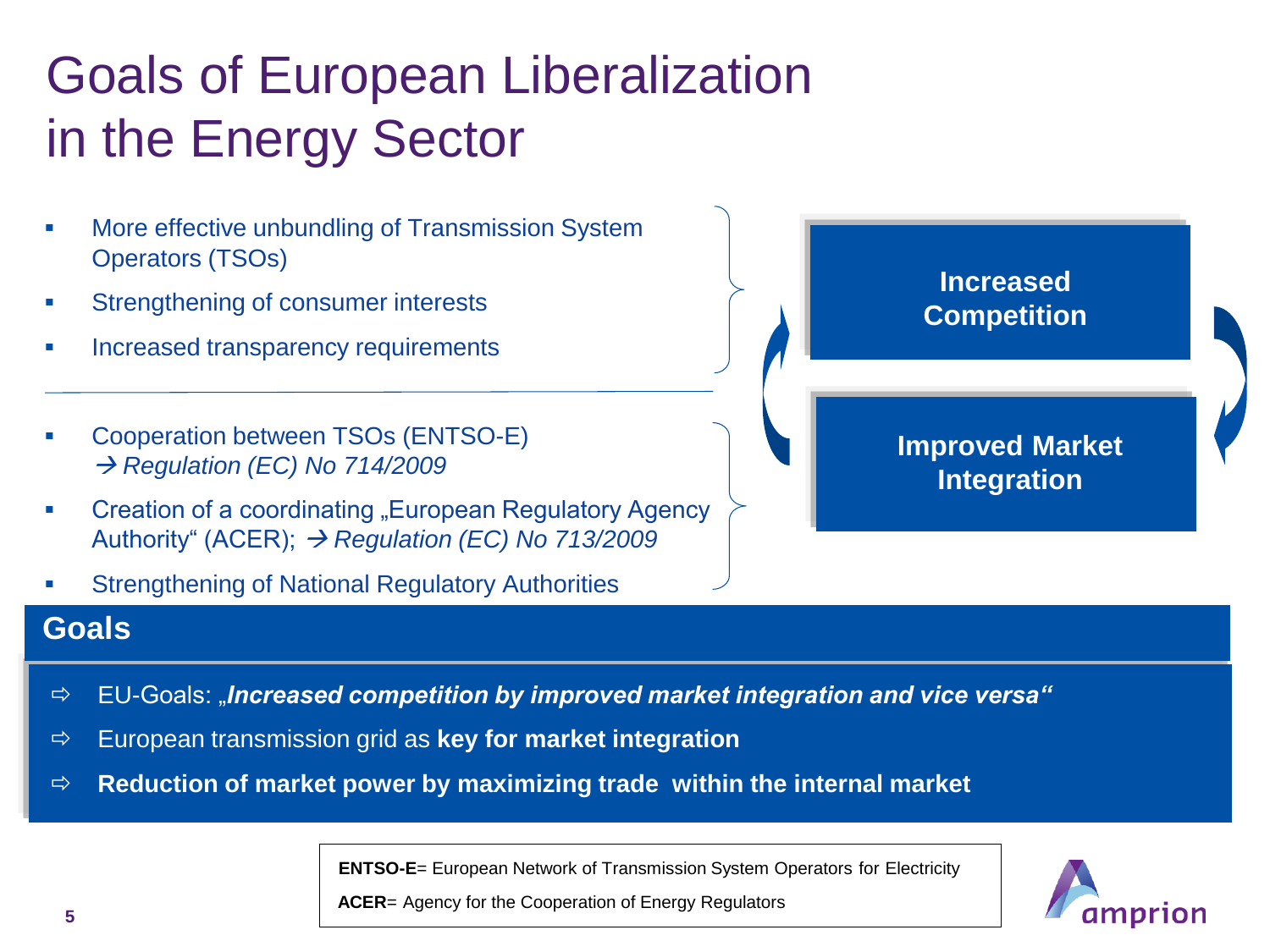# Goals of European Liberalization in the Energy Sector

- More effective unbundling of Transmission System Operators (TSOs)
- Strengthening of consumer interests
- Increased transparency requirements

---

- Cooperation between TSOs (ENTSO-E)
  → *Regulation (EC) No 714/2009*
- Creation of a coordinating „European Regulatory Agency Authority" (ACER); → *Regulation (EC) No 713/2009*
- Strengthening of National Regulatory Authorities

**Increased Competition**

**Improved Market Integration**

## Goals

- ⇨ EU-Goals: „***Increased competition by improved market integration and vice versa***"
- ⇨ European transmission grid as **key for market integration**
- ⇨ **Reduction of market power by maximizing trade within the internal market**

**ENTSO-E**= European Network of Transmission System Operators for Electricity

**ACER**= Agency for the Cooperation of Energy Regulators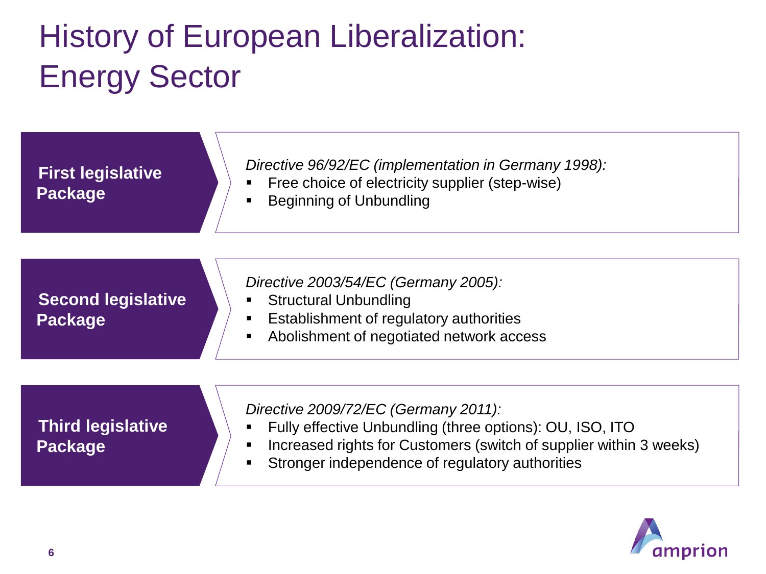# History of European Liberalization: Energy Sector

## First legislative Package

*Directive 96/92/EC (implementation in Germany 1998):*

- Free choice of electricity supplier (step-wise)
- Beginning of Unbundling

## Second legislative Package

*Directive 2003/54/EC (Germany 2005):*

- Structural Unbundling
- Establishment of regulatory authorities
- Abolishment of negotiated network access

## Third legislative Package

*Directive 2009/72/EC (Germany 2011):*

- Fully effective Unbundling (three options): OU, ISO, ITO
- Increased rights for Customers (switch of supplier within 3 weeks)
- Stronger independence of regulatory authorities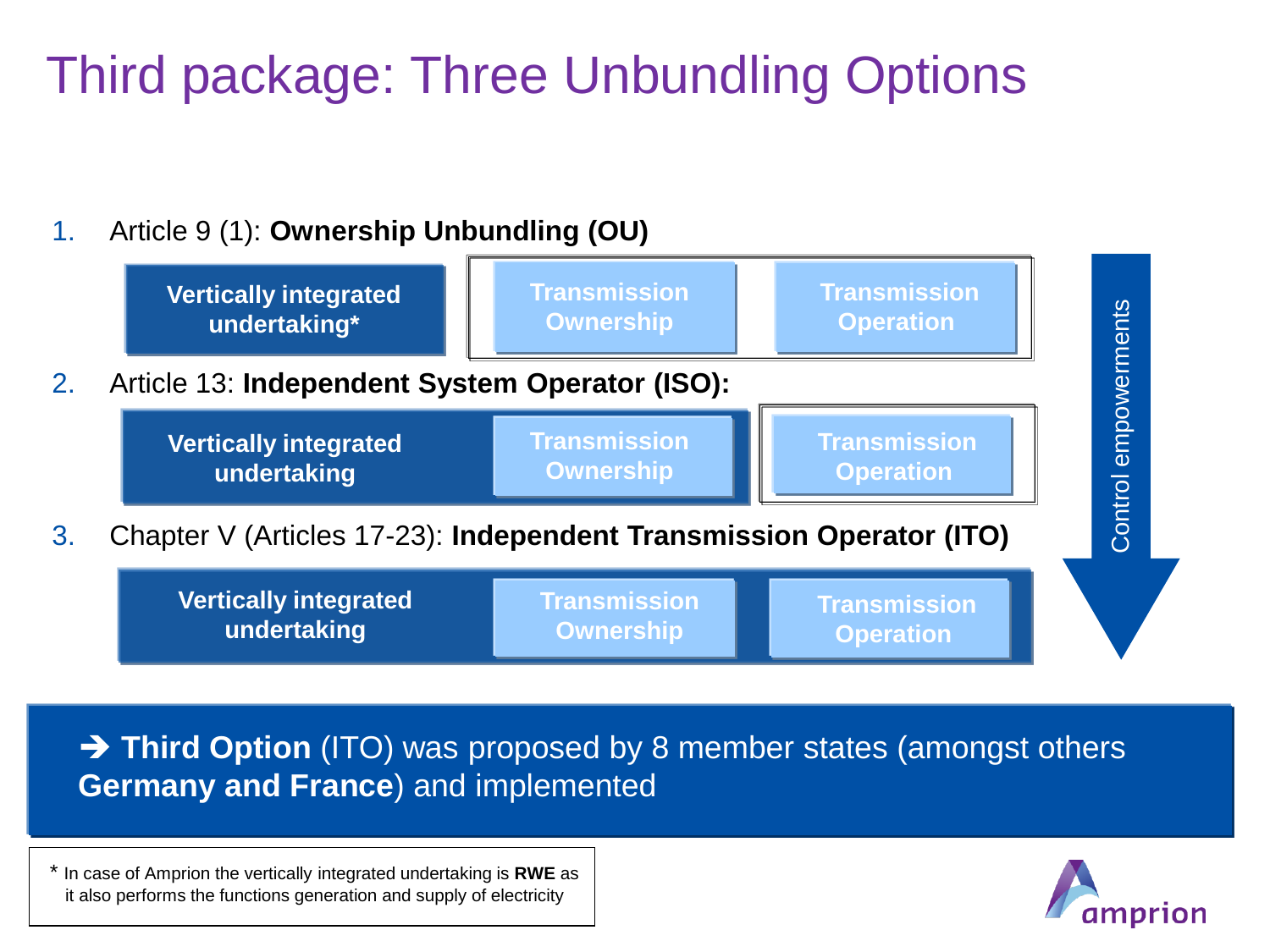# Third package: Three Unbundling Options

1. Article 9 (1): **Ownership Unbundling (OU)**

   **Vertically integrated undertaking*** | **Transmission Ownership** | **Transmission Operation**

2. Article 13: **Independent System Operator (ISO):**

   **Vertically integrated undertaking** | **Transmission Ownership** | **Transmission Operation**

3. Chapter V (Articles 17-23): **Independent Transmission Operator (ITO)**

   **Vertically integrated undertaking** | **Transmission Ownership** | **Transmission Operation**

Control empowerments

➔ **Third Option** (ITO) was proposed by 8 member states (amongst others **Germany and France**) and implemented

* In case of Amprion the vertically integrated undertaking is **RWE** as it also performs the functions generation and supply of electricity

amprion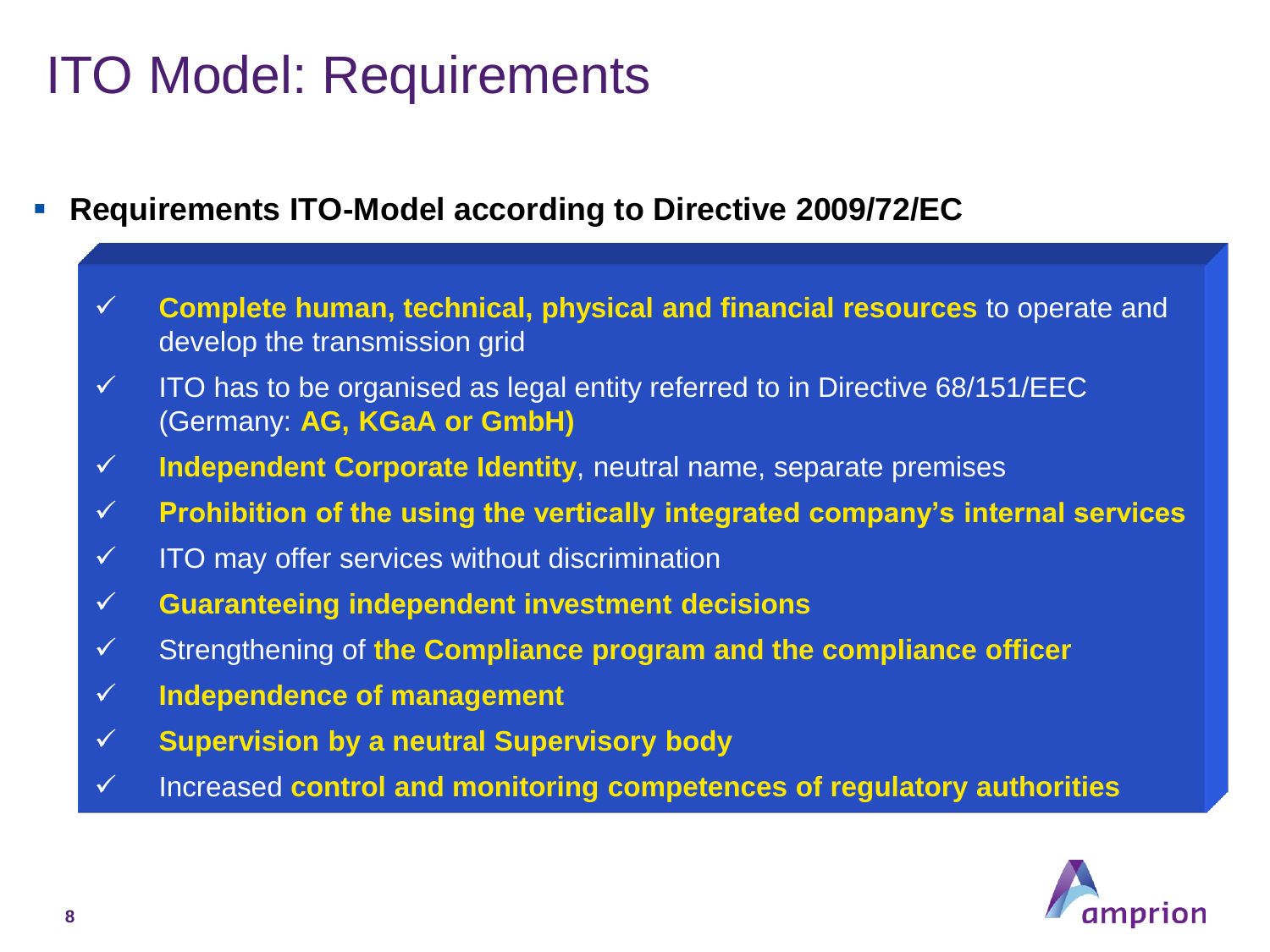# ITO Model: Requirements

- **Requirements ITO-Model according to Directive 2009/72/EC**

  - ✓ **Complete human, technical, physical and financial resources** to operate and develop the transmission grid
  - ✓ ITO has to be organised as legal entity referred to in Directive 68/151/EEC (Germany: **AG, KGaA or GmbH)**
  - ✓ **Independent Corporate Identity**, neutral name, separate premises
  - ✓ **Prohibition of the using the vertically integrated company's internal services**
  - ✓ ITO may offer services without discrimination
  - ✓ **Guaranteeing independent investment decisions**
  - ✓ Strengthening of **the Compliance program and the compliance officer**
  - ✓ **Independence of management**
  - ✓ **Supervision by a neutral Supervisory body**
  - ✓ Increased **control and monitoring competences of regulatory authorities**

amprion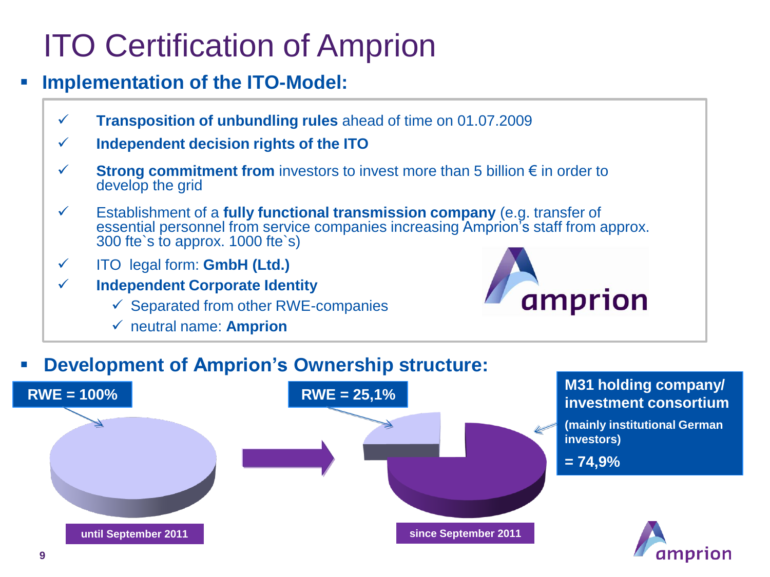# ITO Certification of Amprion

- **Implementation of the ITO-Model:**

  - ✓ **Transposition of unbundling rules** ahead of time on 01.07.2009
  - ✓ **Independent decision rights of the ITO**
  - ✓ **Strong commitment from** investors to invest more than 5 billion € in order to develop the grid
  - ✓ Establishment of a **fully functional transmission company** (e.g. transfer of essential personnel from service companies increasing Amprion's staff from approx. 300 fte`s to approx. 1000 fte`s)
  - ✓ ITO legal form: **GmbH (Ltd.)**
  - ✓ **Independent Corporate Identity**
    - ✓ Separated from other RWE-companies
    - ✓ neutral name: **Amprion**

- **Development of Amprion's Ownership structure:**

**RWE = 100%**

**until September 2011**

**RWE = 25,1%**

**M31 holding company/ investment consortium**

**(mainly institutional German investors)**

**= 74,9%**

**since September 2011**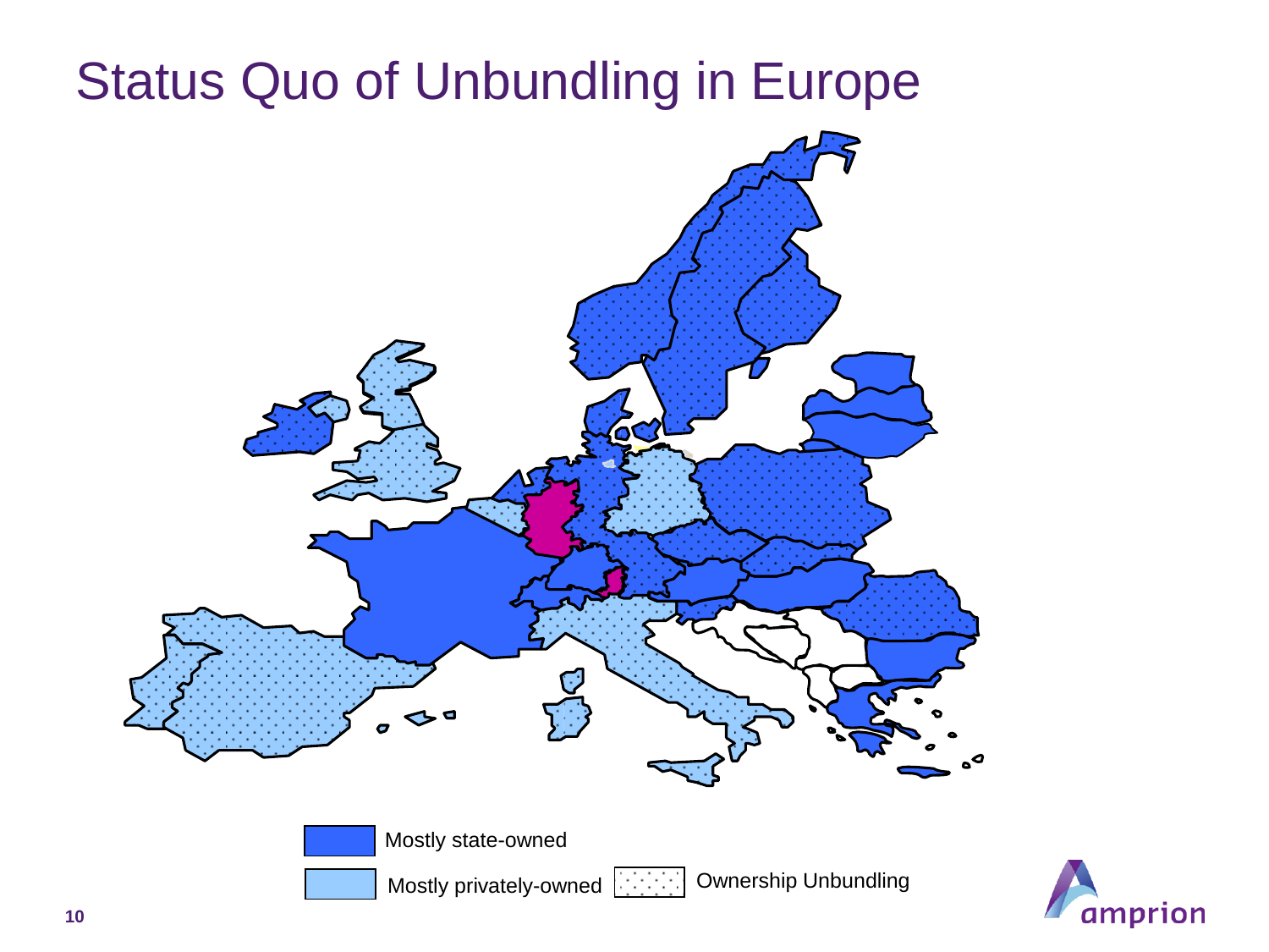# Status Quo of Unbundling in Europe

Mostly state-owned

Mostly privately-owned

Ownership Unbundling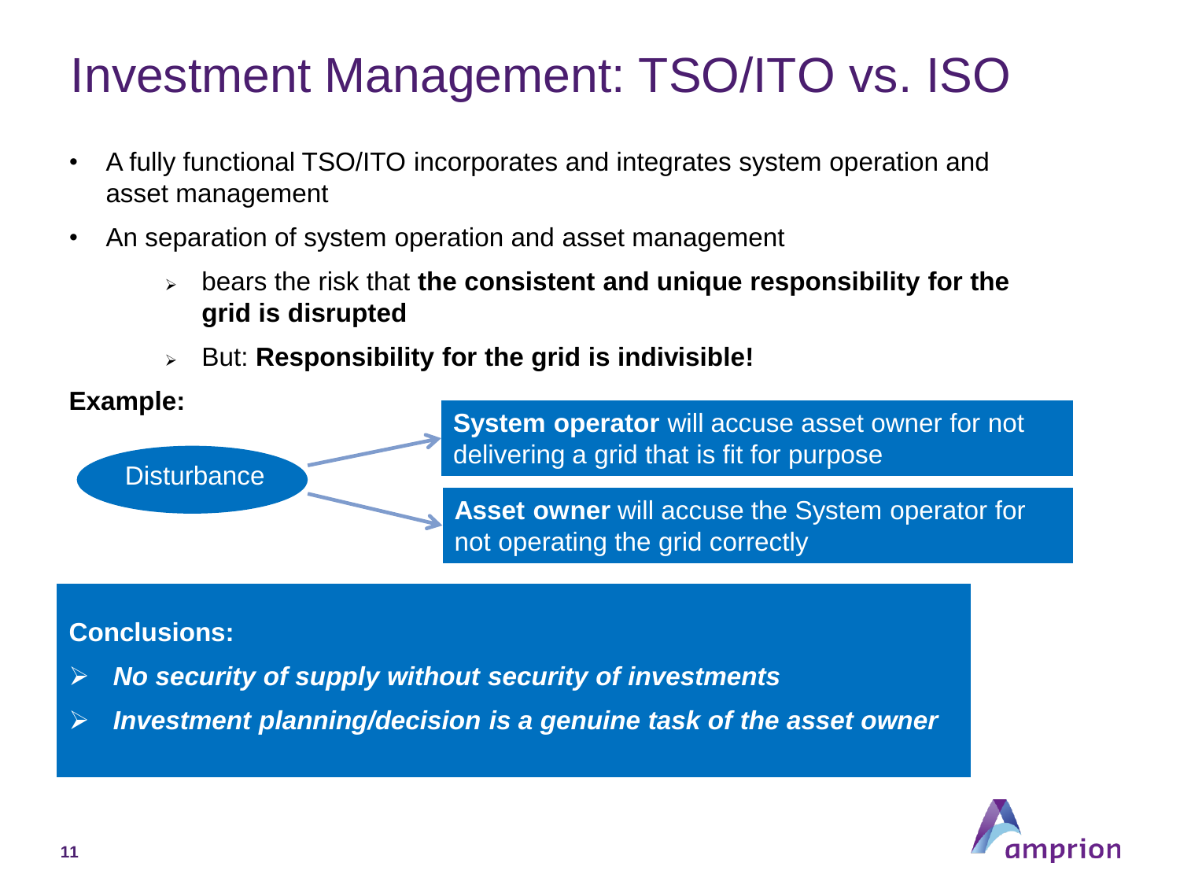# Investment Management: TSO/ITO vs. ISO

- A fully functional TSO/ITO incorporates and integrates system operation and asset management
- An separation of system operation and asset management
  - bears the risk that **the consistent and unique responsibility for the grid is disrupted**
  - But: **Responsibility for the grid is indivisible!**

**Example:**

Disturbance

- **System operator** will accuse asset owner for not delivering a grid that is fit for purpose
- **Asset owner** will accuse the System operator for not operating the grid correctly

**Conclusions:**

- ***No security of supply without security of investments***
- ***Investment planning/decision is a genuine task of the asset owner***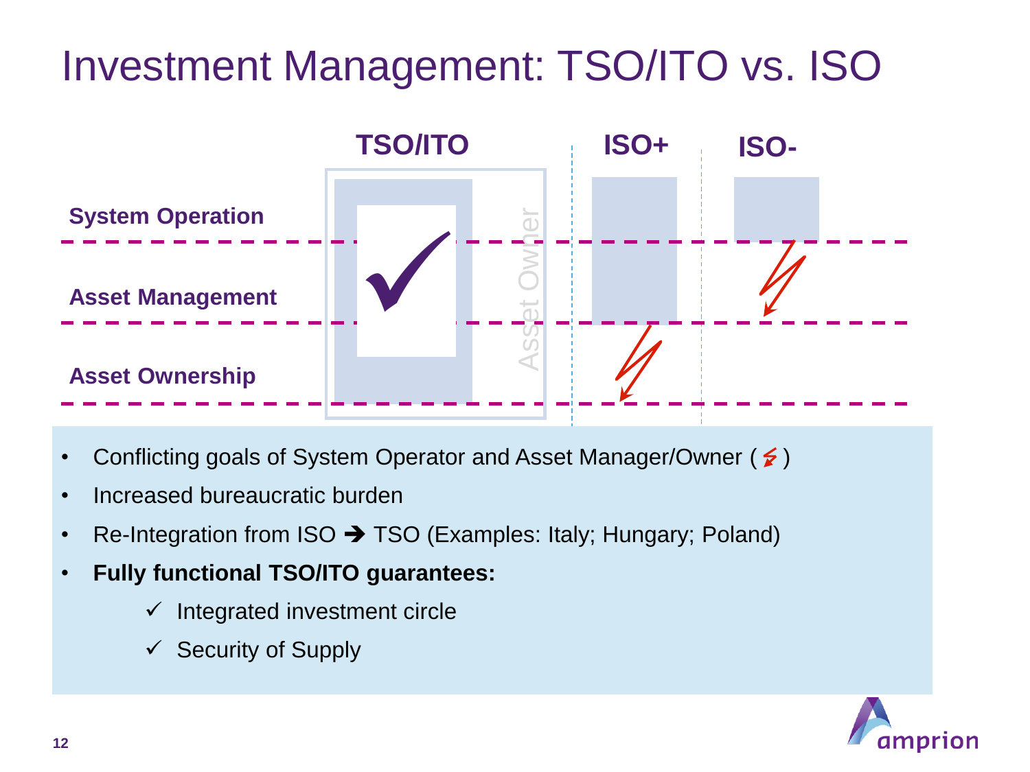# Investment Management: TSO/ITO vs. ISO

| | TSO/ITO | ISO+ | ISO- |
|---|---|---|---|
| System Operation | ✓ (Asset Owner) | | |
| Asset Management | | | ⚡ |
| Asset Ownership | | ⚡ | |

- Conflicting goals of System Operator and Asset Manager/Owner (⚡)
- Increased bureaucratic burden
- Re-Integration from ISO ➔ TSO (Examples: Italy; Hungary; Poland)
- **Fully functional TSO/ITO guarantees:**
  - ✓ Integrated investment circle
  - ✓ Security of Supply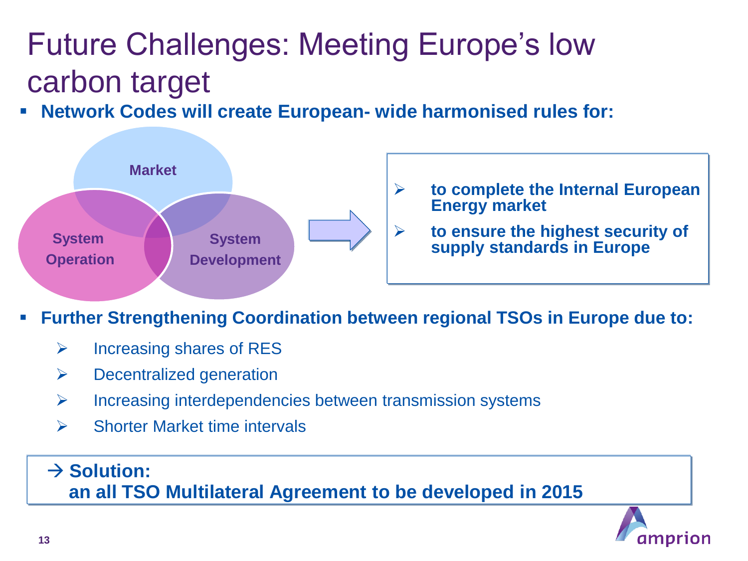# Future Challenges: Meeting Europe's low carbon target

- **Network Codes will create European- wide harmonised rules for:**

Market

System Operation

System Development

- **to complete the Internal European Energy market**
- **to ensure the highest security of supply standards in Europe**

- **Further Strengthening Coordination between regional TSOs in Europe due to:**
  - Increasing shares of RES
  - Decentralized generation
  - Increasing interdependencies between transmission systems
  - Shorter Market time intervals

**→ Solution:**
**an all TSO Multilateral Agreement to be developed in 2015**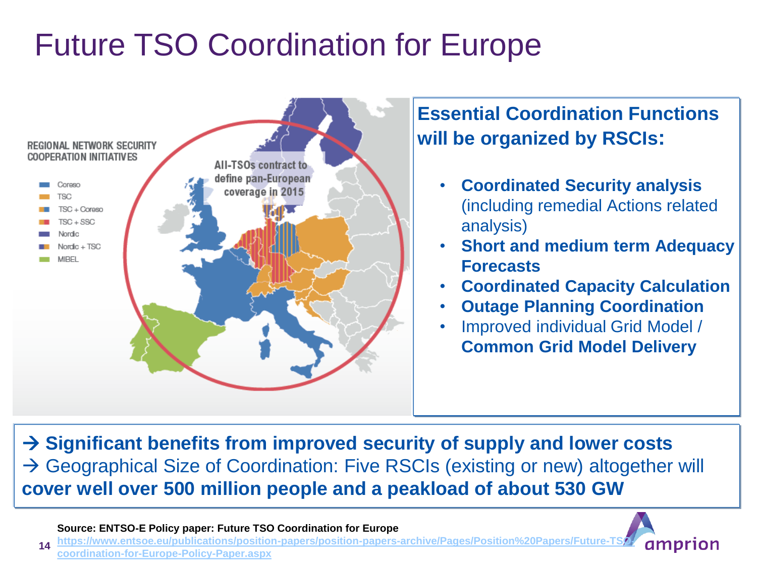# Future TSO Coordination for Europe

REGIONAL NETWORK SECURITY COOPERATION INITIATIVES

- Coreso
- TSC
- TSC + Coreso
- TSC + SSC
- Nordic
- Nordic + TSC
- MIBEL

All-TSOs contract to define pan-European coverage in 2015

**Essential Coordination Functions will be organized by RSCIs:**

- **Coordinated Security analysis** (including remedial Actions related analysis)
- **Short and medium term Adequacy Forecasts**
- **Coordinated Capacity Calculation**
- **Outage Planning Coordination**
- Improved individual Grid Model / **Common Grid Model Delivery**

→ **Significant benefits from improved security of supply and lower costs**
→ Geographical Size of Coordination: Five RSCIs (existing or new) altogether will **cover well over 500 million people and a peakload of about 530 GW**

**Source: ENTSO-E Policy paper: Future TSO Coordination for Europe**
https://www.entsoe.eu/publications/position-papers/position-papers-archive/Pages/Position%20Papers/Future-TSO-coordination-for-Europe-Policy-Paper.aspx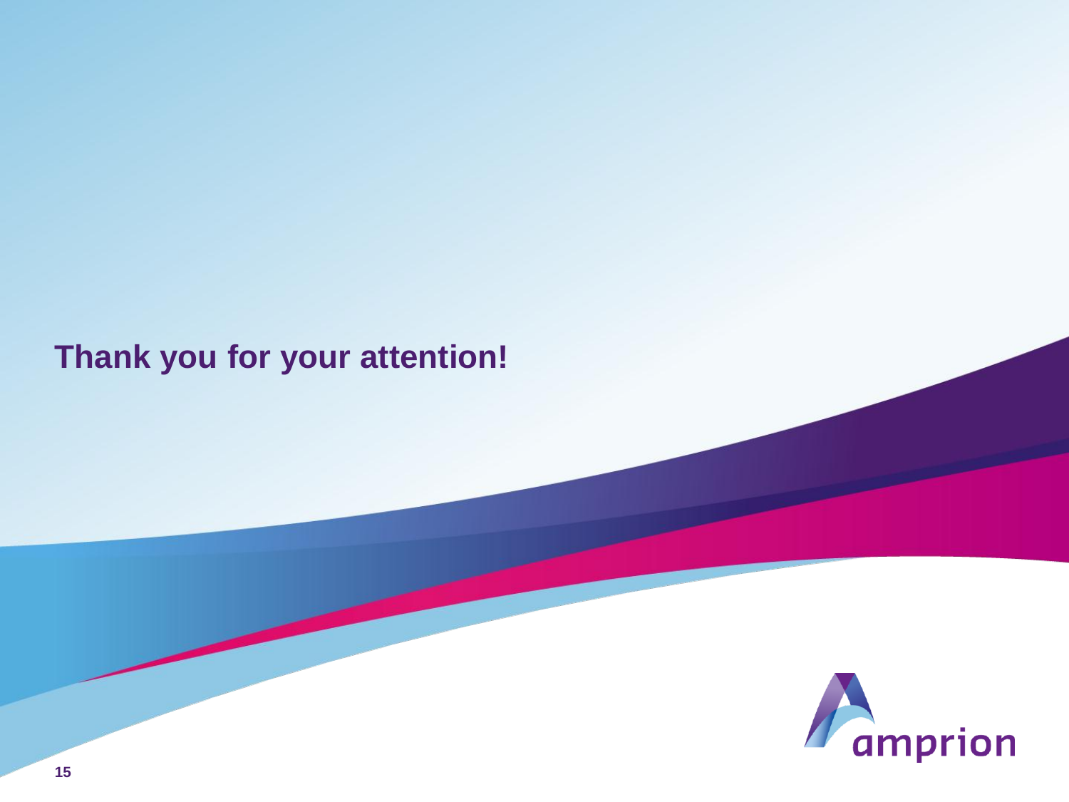**Thank you for your attention!**